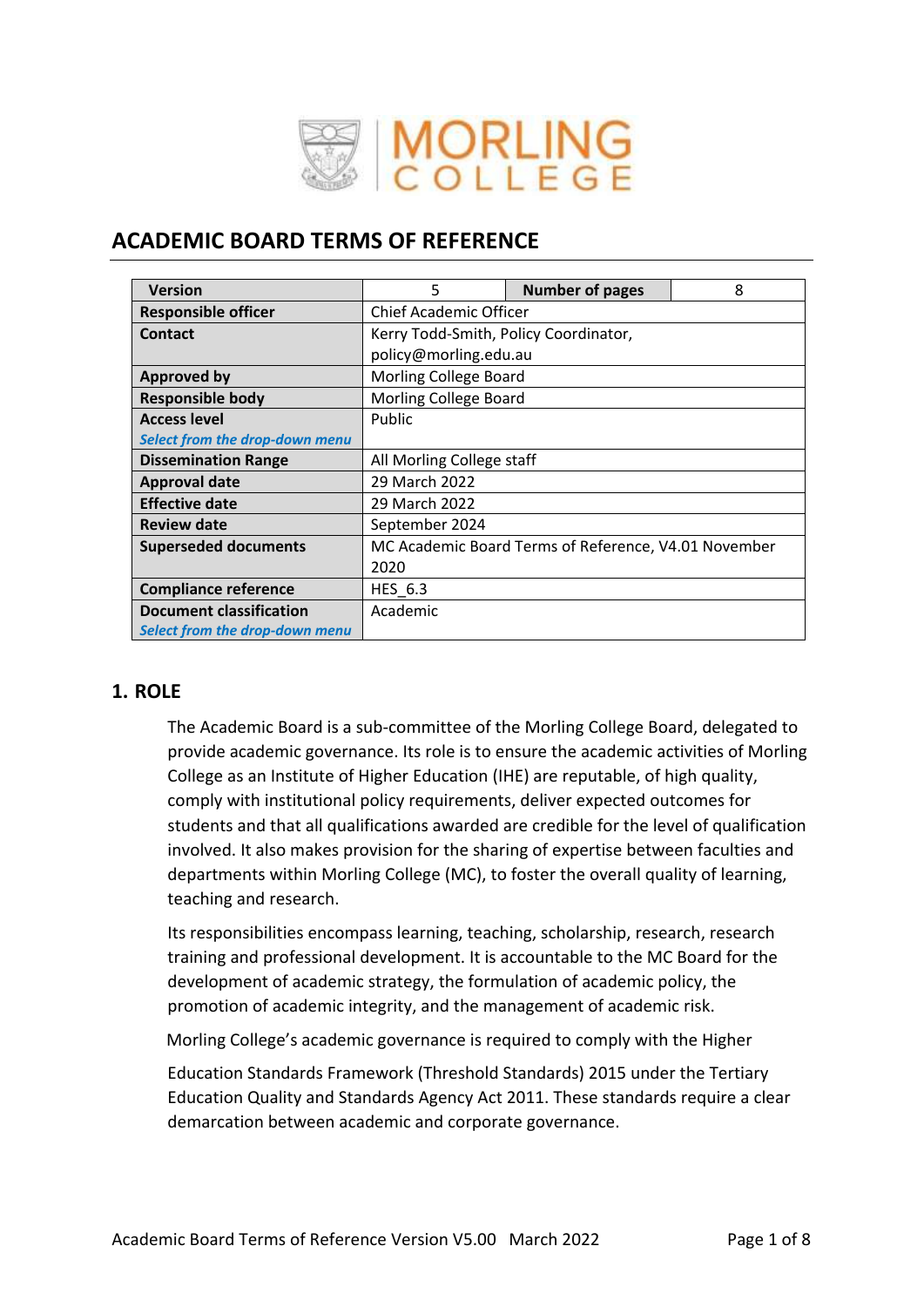# ACADEMIC BOARD TERMS OF REFERENCE

| Version | 5 | Number of pages | 8 |
|---|---|---|---|
| Responsible officer | Chief Academic Officer | | |
| Contact | Kerry Todd-Smith, Policy Coordinator, policy@morling.edu.au | | |
| Approved by | Morling College Board | | |
| Responsible body | Morling College Board | | |
| Access level *Select from the drop-down menu* | Public | | |
| Dissemination Range | All Morling College staff | | |
| Approval date | 29 March 2022 | | |
| Effective date | 29 March 2022 | | |
| Review date | September 2024 | | |
| Superseded documents | MC Academic Board Terms of Reference, V4.01 November 2020 | | |
| Compliance reference | HES_6.3 | | |
| Document classification *Select from the drop-down menu* | Academic | | |

## 1. ROLE

The Academic Board is a sub-committee of the Morling College Board, delegated to provide academic governance. Its role is to ensure the academic activities of Morling College as an Institute of Higher Education (IHE) are reputable, of high quality, comply with institutional policy requirements, deliver expected outcomes for students and that all qualifications awarded are credible for the level of qualification involved. It also makes provision for the sharing of expertise between faculties and departments within Morling College (MC), to foster the overall quality of learning, teaching and research.

Its responsibilities encompass learning, teaching, scholarship, research, research training and professional development. It is accountable to the MC Board for the development of academic strategy, the formulation of academic policy, the promotion of academic integrity, and the management of academic risk.

Morling College's academic governance is required to comply with the Higher Education Standards Framework (Threshold Standards) 2015 under the Tertiary Education Quality and Standards Agency Act 2011. These standards require a clear demarcation between academic and corporate governance.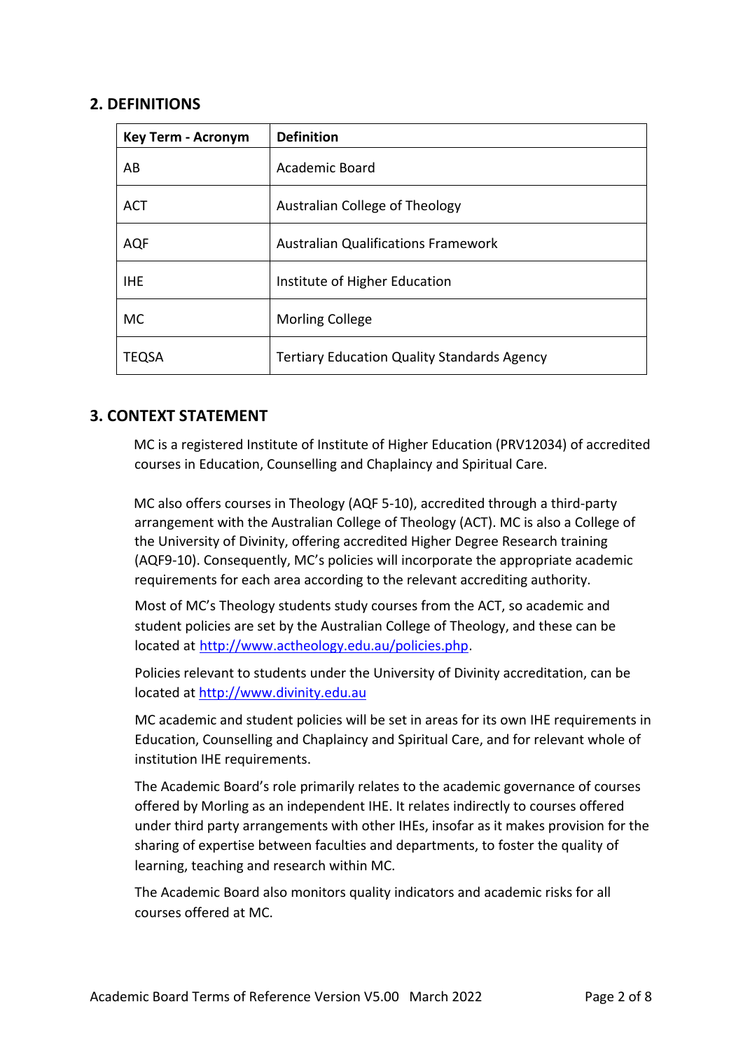## 2. DEFINITIONS

| Key Term - Acronym | Definition |
|---|---|
| AB | Academic Board |
| ACT | Australian College of Theology |
| AQF | Australian Qualifications Framework |
| IHE | Institute of Higher Education |
| MC | Morling College |
| TEQSA | Tertiary Education Quality Standards Agency |

## 3. CONTEXT STATEMENT

MC is a registered Institute of Institute of Higher Education (PRV12034) of accredited courses in Education, Counselling and Chaplaincy and Spiritual Care.

MC also offers courses in Theology (AQF 5-10), accredited through a third-party arrangement with the Australian College of Theology (ACT). MC is also a College of the University of Divinity, offering accredited Higher Degree Research training (AQF9-10). Consequently, MC's policies will incorporate the appropriate academic requirements for each area according to the relevant accrediting authority.

Most of MC's Theology students study courses from the ACT, so academic and student policies are set by the Australian College of Theology, and these can be located at [http://www.actheology.edu.au/policies.php](http://www.actheology.edu.au/policies.php).

Policies relevant to students under the University of Divinity accreditation, can be located at [http://www.divinity.edu.au](http://www.divinity.edu.au)

MC academic and student policies will be set in areas for its own IHE requirements in Education, Counselling and Chaplaincy and Spiritual Care, and for relevant whole of institution IHE requirements.

The Academic Board's role primarily relates to the academic governance of courses offered by Morling as an independent IHE. It relates indirectly to courses offered under third party arrangements with other IHEs, insofar as it makes provision for the sharing of expertise between faculties and departments, to foster the quality of learning, teaching and research within MC.

The Academic Board also monitors quality indicators and academic risks for all courses offered at MC.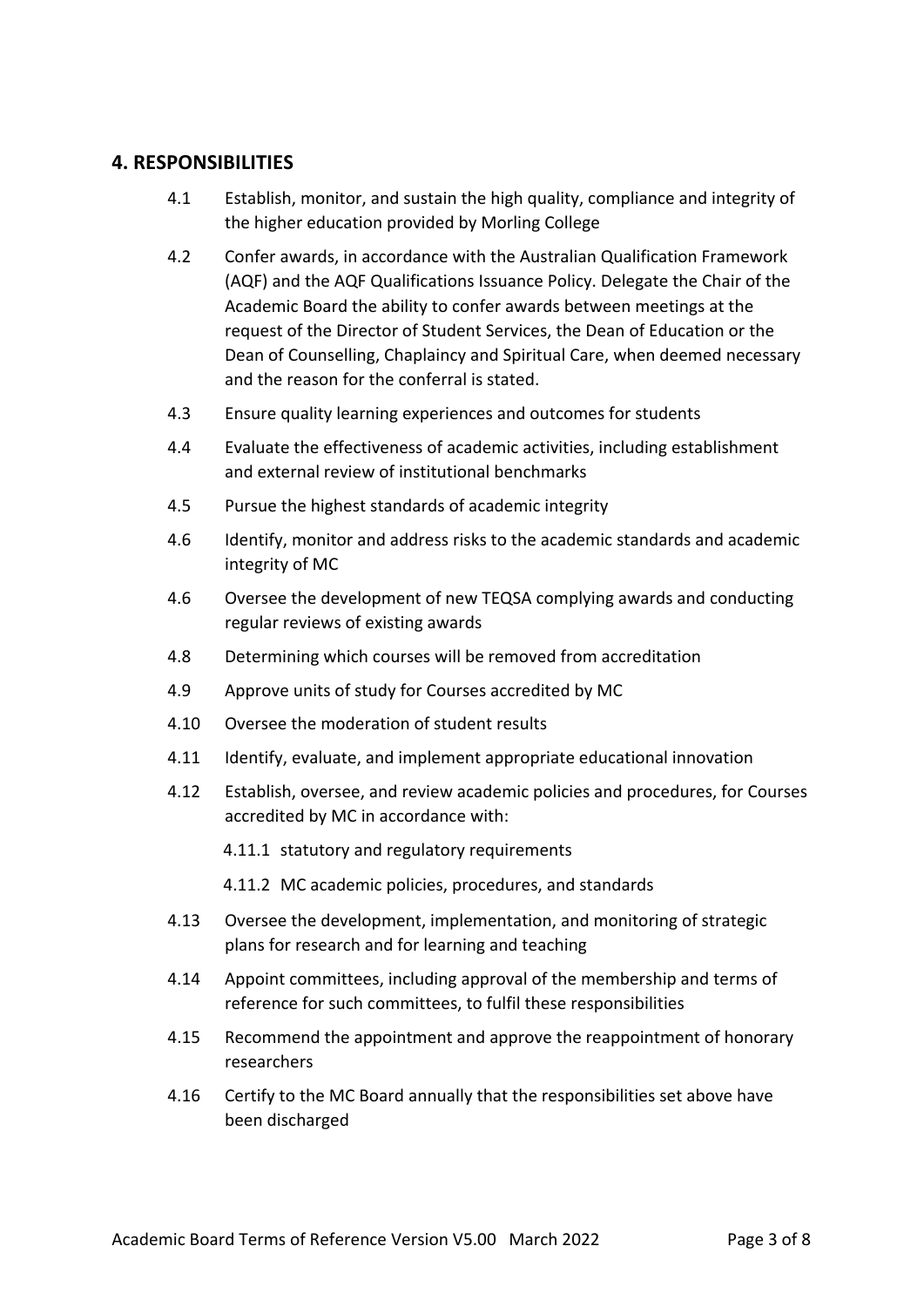## 4. RESPONSIBILITIES

4.1 Establish, monitor, and sustain the high quality, compliance and integrity of the higher education provided by Morling College

4.2 Confer awards, in accordance with the Australian Qualification Framework (AQF) and the AQF Qualifications Issuance Policy. Delegate the Chair of the Academic Board the ability to confer awards between meetings at the request of the Director of Student Services, the Dean of Education or the Dean of Counselling, Chaplaincy and Spiritual Care, when deemed necessary and the reason for the conferral is stated.

4.3 Ensure quality learning experiences and outcomes for students

4.4 Evaluate the effectiveness of academic activities, including establishment and external review of institutional benchmarks

4.5 Pursue the highest standards of academic integrity

4.6 Identify, monitor and address risks to the academic standards and academic integrity of MC

4.6 Oversee the development of new TEQSA complying awards and conducting regular reviews of existing awards

4.8 Determining which courses will be removed from accreditation

4.9 Approve units of study for Courses accredited by MC

4.10 Oversee the moderation of student results

4.11 Identify, evaluate, and implement appropriate educational innovation

4.12 Establish, oversee, and review academic policies and procedures, for Courses accredited by MC in accordance with:

- 4.11.1 statutory and regulatory requirements
- 4.11.2 MC academic policies, procedures, and standards

4.13 Oversee the development, implementation, and monitoring of strategic plans for research and for learning and teaching

4.14 Appoint committees, including approval of the membership and terms of reference for such committees, to fulfil these responsibilities

4.15 Recommend the appointment and approve the reappointment of honorary researchers

4.16 Certify to the MC Board annually that the responsibilities set above have been discharged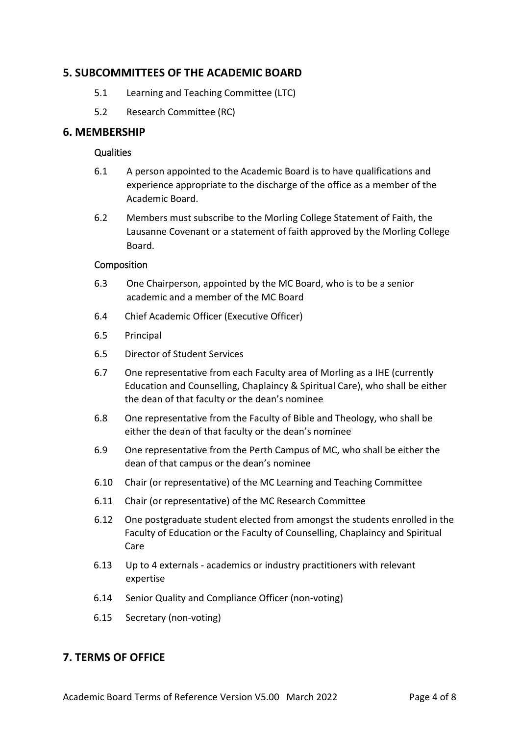## 5. SUBCOMMITTEES OF THE ACADEMIC BOARD

5.1 Learning and Teaching Committee (LTC)

5.2 Research Committee (RC)

## 6. MEMBERSHIP

### Qualities

6.1 A person appointed to the Academic Board is to have qualifications and experience appropriate to the discharge of the office as a member of the Academic Board.

6.2 Members must subscribe to the Morling College Statement of Faith, the Lausanne Covenant or a statement of faith approved by the Morling College Board.

### Composition

6.3 One Chairperson, appointed by the MC Board, who is to be a senior academic and a member of the MC Board

6.4 Chief Academic Officer (Executive Officer)

6.5 Principal

6.5 Director of Student Services

6.7 One representative from each Faculty area of Morling as a IHE (currently Education and Counselling, Chaplaincy & Spiritual Care), who shall be either the dean of that faculty or the dean's nominee

6.8 One representative from the Faculty of Bible and Theology, who shall be either the dean of that faculty or the dean's nominee

6.9 One representative from the Perth Campus of MC, who shall be either the dean of that campus or the dean's nominee

6.10 Chair (or representative) of the MC Learning and Teaching Committee

6.11 Chair (or representative) of the MC Research Committee

6.12 One postgraduate student elected from amongst the students enrolled in the Faculty of Education or the Faculty of Counselling, Chaplaincy and Spiritual Care

6.13 Up to 4 externals - academics or industry practitioners with relevant expertise

6.14 Senior Quality and Compliance Officer (non-voting)

6.15 Secretary (non-voting)

## 7. TERMS OF OFFICE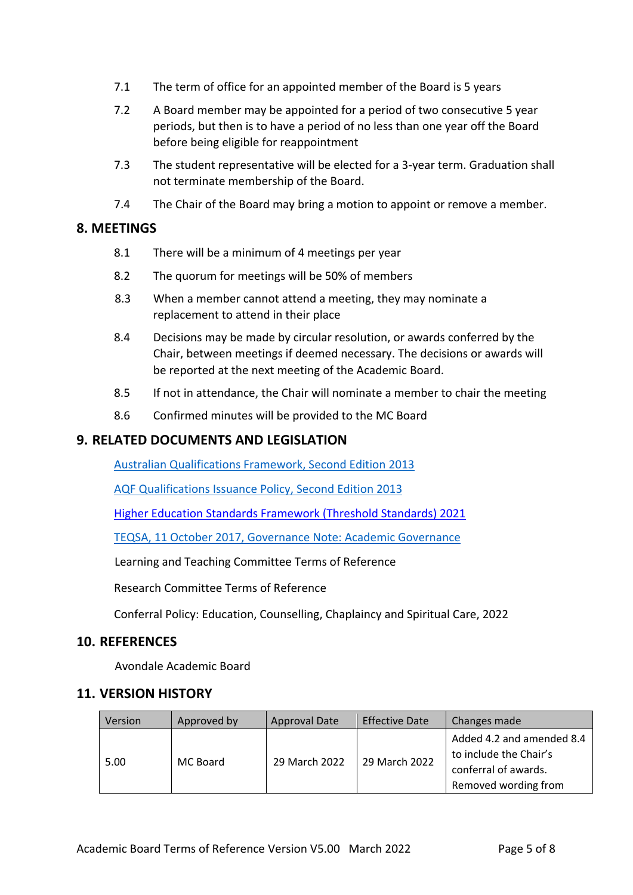7.1 The term of office for an appointed member of the Board is 5 years

7.2 A Board member may be appointed for a period of two consecutive 5 year periods, but then is to have a period of no less than one year off the Board before being eligible for reappointment

7.3 The student representative will be elected for a 3-year term. Graduation shall not terminate membership of the Board.

7.4 The Chair of the Board may bring a motion to appoint or remove a member.

## 8. MEETINGS

8.1 There will be a minimum of 4 meetings per year

8.2 The quorum for meetings will be 50% of members

8.3 When a member cannot attend a meeting, they may nominate a replacement to attend in their place

8.4 Decisions may be made by circular resolution, or awards conferred by the Chair, between meetings if deemed necessary. The decisions or awards will be reported at the next meeting of the Academic Board.

8.5 If not in attendance, the Chair will nominate a member to chair the meeting

8.6 Confirmed minutes will be provided to the MC Board

## 9. RELATED DOCUMENTS AND LEGISLATION

Australian Qualifications Framework, Second Edition 2013

AQF Qualifications Issuance Policy, Second Edition 2013

Higher Education Standards Framework (Threshold Standards) 2021

TEQSA, 11 October 2017, Governance Note: Academic Governance

Learning and Teaching Committee Terms of Reference

Research Committee Terms of Reference

Conferral Policy: Education, Counselling, Chaplaincy and Spiritual Care, 2022

## 10. REFERENCES

Avondale Academic Board

## 11. VERSION HISTORY

| Version | Approved by | Approval Date | Effective Date | Changes made |
|---|---|---|---|---|
| 5.00 | MC Board | 29 March 2022 | 29 March 2022 | Added 4.2 and amended 8.4 to include the Chair's conferral of awards. Removed wording from |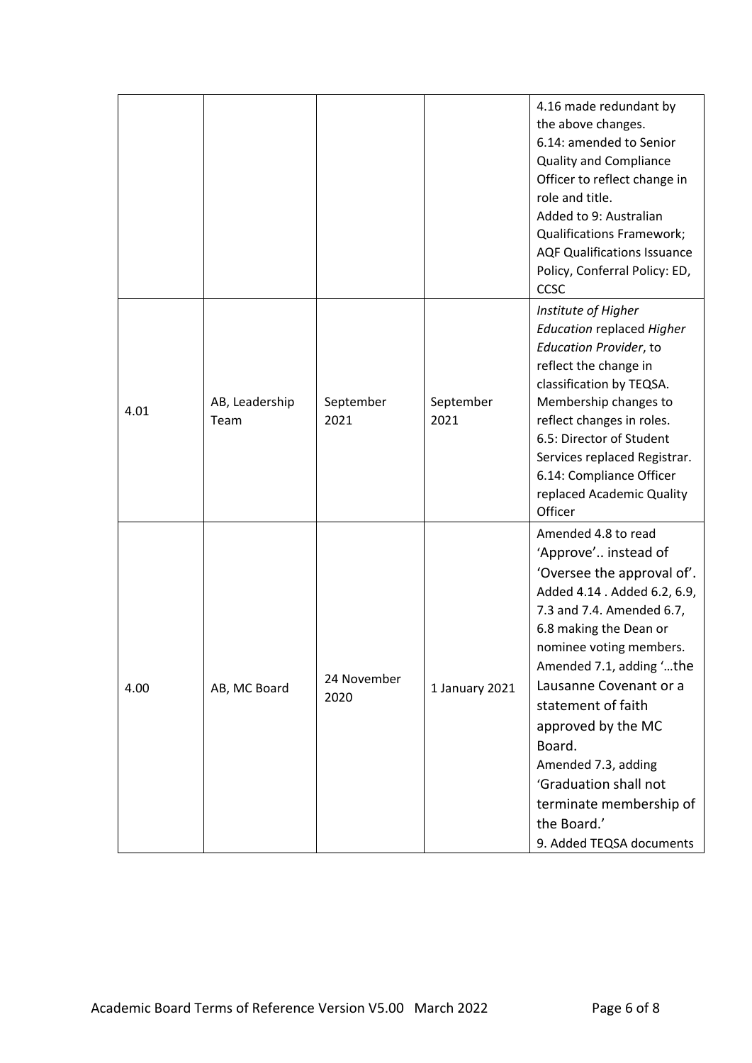| | | | | |
|---|---|---|---|---|
| | | | | 4.16 made redundant by the above changes.<br>6.14: amended to Senior Quality and Compliance Officer to reflect change in role and title.<br>Added to 9: Australian Qualifications Framework; AQF Qualifications Issuance Policy, Conferral Policy: ED, CCSC |
| 4.01 | AB, Leadership Team | September 2021 | September 2021 | *Institute of Higher Education* replaced *Higher Education Provider*, to reflect the change in classification by TEQSA.<br>Membership changes to reflect changes in roles.<br>6.5: Director of Student Services replaced Registrar.<br>6.14: Compliance Officer replaced Academic Quality Officer |
| 4.00 | AB, MC Board | 24 November 2020 | 1 January 2021 | Amended 4.8 to read 'Approve'.. instead of 'Oversee the approval of'. Added 4.14 . Added 6.2, 6.9, 7.3 and 7.4. Amended 6.7, 6.8 making the Dean or nominee voting members. Amended 7.1, adding '…the Lausanne Covenant or a statement of faith approved by the MC Board.<br>Amended 7.3, adding 'Graduation shall not terminate membership of the Board.'<br>9. Added TEQSA documents |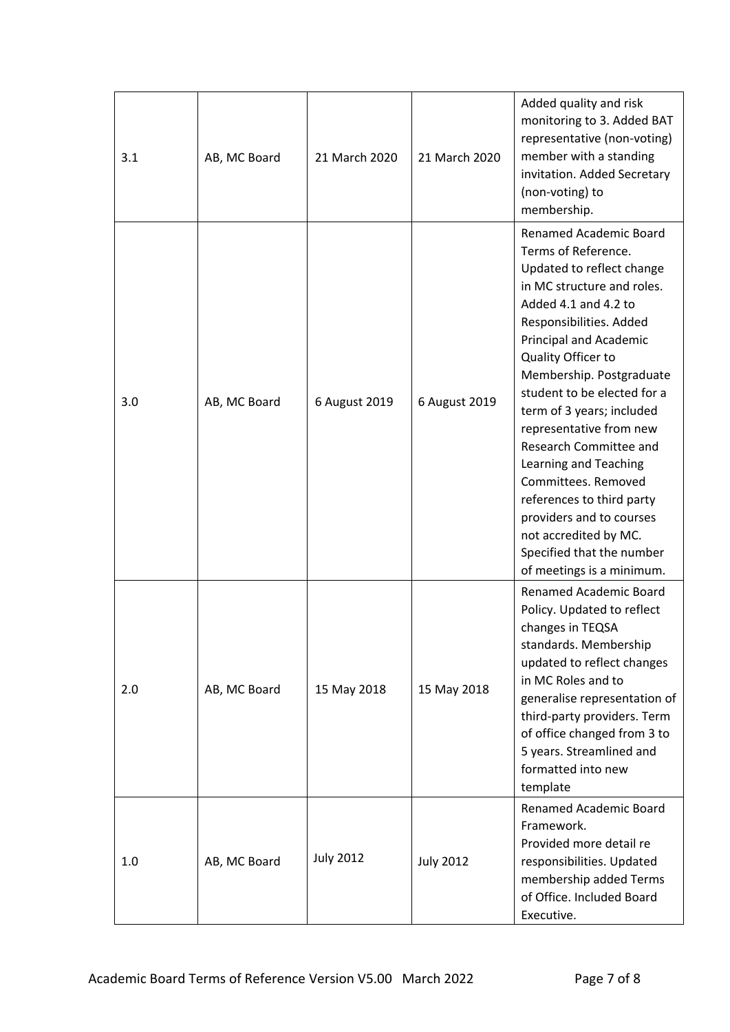| 3.1 | AB, MC Board | 21 March 2020 | 21 March 2020 | Added quality and risk monitoring to 3. Added BAT representative (non-voting) member with a standing invitation. Added Secretary (non-voting) to membership. |
|---|---|---|---|---|
| 3.0 | AB, MC Board | 6 August 2019 | 6 August 2019 | Renamed Academic Board Terms of Reference. Updated to reflect change in MC structure and roles. Added 4.1 and 4.2 to Responsibilities. Added Principal and Academic Quality Officer to Membership. Postgraduate student to be elected for a term of 3 years; included representative from new Research Committee and Learning and Teaching Committees. Removed references to third party providers and to courses not accredited by MC. Specified that the number of meetings is a minimum. |
| 2.0 | AB, MC Board | 15 May 2018 | 15 May 2018 | Renamed Academic Board Policy. Updated to reflect changes in TEQSA standards. Membership updated to reflect changes in MC Roles and to generalise representation of third-party providers. Term of office changed from 3 to 5 years. Streamlined and formatted into new template |
| 1.0 | AB, MC Board | July 2012 | July 2012 | Renamed Academic Board Framework. Provided more detail re responsibilities. Updated membership added Terms of Office. Included Board Executive. |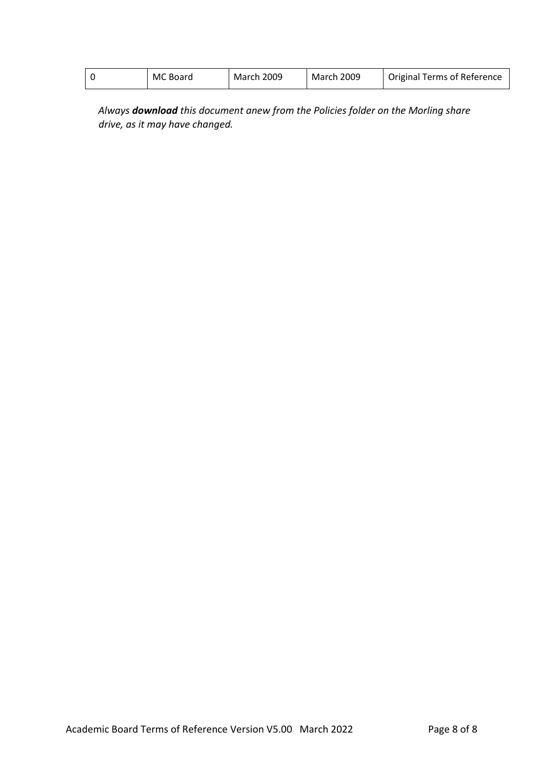| | | | | |
|---|---|---|---|---|
| 0 | MC Board | March 2009 | March 2009 | Original Terms of Reference |

*Always **download** this document anew from the Policies folder on the Morling share drive, as it may have changed.*